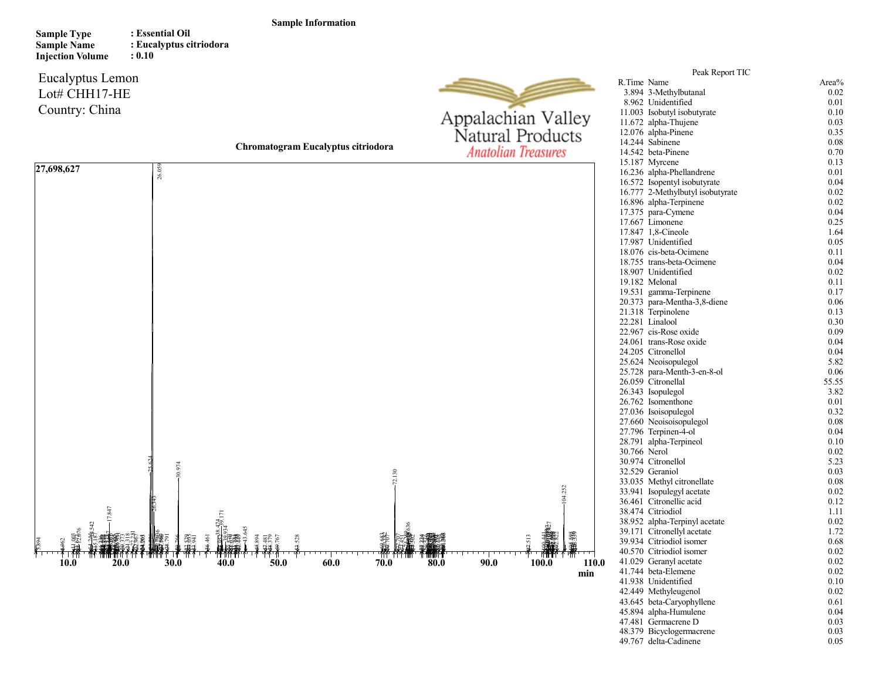**Sample Information**

**Sample Type** : Essential Oil
**Sample Name** : Eucalyptus citriodora
**Injection Volume** : 0.10

Eucalyptus Lemon
Lot# CHH17-HE
Country: China

Appalachian Valley
Natural Products
*Anatolian Treasures*

**Chromatogram Eucalyptus citriodora**

Peak Report TIC

| R.Time | Name | Area% |
|---|---|---|
| 3.894 | 3-Methylbutanal | 0.02 |
| 8.962 | Unidentified | 0.01 |
| 11.003 | Isobutyl isobutyrate | 0.10 |
| 11.672 | alpha-Thujene | 0.03 |
| 12.076 | alpha-Pinene | 0.35 |
| 14.244 | Sabinene | 0.08 |
| 14.542 | beta-Pinene | 0.70 |
| 15.187 | Myrcene | 0.13 |
| 16.236 | alpha-Phellandrene | 0.01 |
| 16.572 | Isopentyl isobutyrate | 0.04 |
| 16.777 | 2-Methylbutyl isobutyrate | 0.02 |
| 16.896 | alpha-Terpinene | 0.02 |
| 17.375 | para-Cymene | 0.04 |
| 17.667 | Limonene | 0.25 |
| 17.847 | 1,8-Cineole | 1.64 |
| 17.987 | Unidentified | 0.05 |
| 18.076 | cis-beta-Ocimene | 0.11 |
| 18.755 | trans-beta-Ocimene | 0.04 |
| 18.907 | Unidentified | 0.02 |
| 19.182 | Melonal | 0.11 |
| 19.531 | gamma-Terpinene | 0.17 |
| 20.373 | para-Mentha-3,8-diene | 0.06 |
| 21.318 | Terpinolene | 0.13 |
| 22.281 | Linalool | 0.30 |
| 22.967 | cis-Rose oxide | 0.09 |
| 24.061 | trans-Rose oxide | 0.04 |
| 24.205 | Citronellol | 0.04 |
| 25.624 | Neoisopulegol | 5.82 |
| 25.728 | para-Menth-3-en-8-ol | 0.06 |
| 26.059 | Citronellal | 55.55 |
| 26.343 | Isopulegol | 3.82 |
| 26.762 | Isomenthone | 0.01 |
| 27.036 | Isoisopulegol | 0.32 |
| 27.660 | Neoisoisopulegol | 0.08 |
| 27.796 | Terpinen-4-ol | 0.04 |
| 28.791 | alpha-Terpineol | 0.10 |
| 30.766 | Nerol | 0.02 |
| 30.974 | Citronellol | 5.23 |
| 32.529 | Geraniol | 0.03 |
| 33.035 | Methyl citronellate | 0.08 |
| 33.941 | Isopulegyl acetate | 0.02 |
| 36.461 | Citronellic acid | 0.12 |
| 38.474 | Citriodiol | 1.11 |
| 38.952 | alpha-Terpinyl acetate | 0.02 |
| 39.171 | Citronellyl acetate | 1.72 |
| 39.934 | Citriodiol isomer | 0.68 |
| 40.570 | Citriodiol isomer | 0.02 |
| 41.029 | Geranyl acetate | 0.02 |
| 41.744 | beta-Elemene | 0.02 |
| 41.938 | Unidentified | 0.10 |
| 42.449 | Methyleugenol | 0.02 |
| 43.645 | beta-Caryophyllene | 0.61 |
| 45.894 | alpha-Humulene | 0.04 |
| 47.481 | Germacrene D | 0.03 |
| 48.379 | Bicyclogermacrene | 0.03 |
| 49.767 | delta-Cadinene | 0.05 |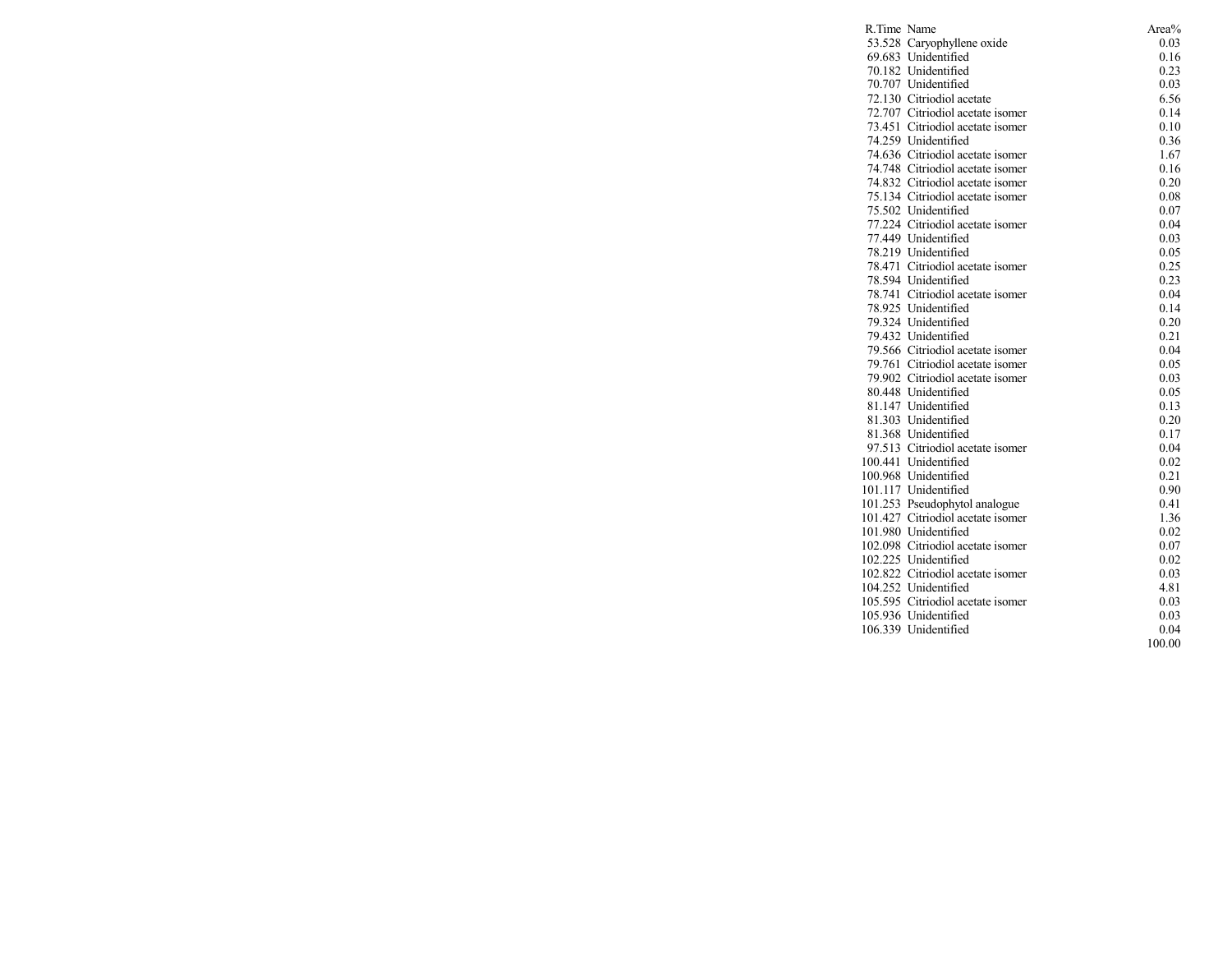| R.Time | Name | Area% |
|---|---|---|
| 53.528 | Caryophyllene oxide | 0.03 |
| 69.683 | Unidentified | 0.16 |
| 70.182 | Unidentified | 0.23 |
| 70.707 | Unidentified | 0.03 |
| 72.130 | Citriodiol acetate | 6.56 |
| 72.707 | Citriodiol acetate isomer | 0.14 |
| 73.451 | Citriodiol acetate isomer | 0.10 |
| 74.259 | Unidentified | 0.36 |
| 74.636 | Citriodiol acetate isomer | 1.67 |
| 74.748 | Citriodiol acetate isomer | 0.16 |
| 74.832 | Citriodiol acetate isomer | 0.20 |
| 75.134 | Citriodiol acetate isomer | 0.08 |
| 75.502 | Unidentified | 0.07 |
| 77.224 | Citriodiol acetate isomer | 0.04 |
| 77.449 | Unidentified | 0.03 |
| 78.219 | Unidentified | 0.05 |
| 78.471 | Citriodiol acetate isomer | 0.25 |
| 78.594 | Unidentified | 0.23 |
| 78.741 | Citriodiol acetate isomer | 0.04 |
| 78.925 | Unidentified | 0.14 |
| 79.324 | Unidentified | 0.20 |
| 79.432 | Unidentified | 0.21 |
| 79.566 | Citriodiol acetate isomer | 0.04 |
| 79.761 | Citriodiol acetate isomer | 0.05 |
| 79.902 | Citriodiol acetate isomer | 0.03 |
| 80.448 | Unidentified | 0.05 |
| 81.147 | Unidentified | 0.13 |
| 81.303 | Unidentified | 0.20 |
| 81.368 | Unidentified | 0.17 |
| 97.513 | Citriodiol acetate isomer | 0.04 |
| 100.441 | Unidentified | 0.02 |
| 100.968 | Unidentified | 0.21 |
| 101.117 | Unidentified | 0.90 |
| 101.253 | Pseudophytol analogue | 0.41 |
| 101.427 | Citriodiol acetate isomer | 1.36 |
| 101.980 | Unidentified | 0.02 |
| 102.098 | Citriodiol acetate isomer | 0.07 |
| 102.225 | Unidentified | 0.02 |
| 102.822 | Citriodiol acetate isomer | 0.03 |
| 104.252 | Unidentified | 4.81 |
| 105.595 | Citriodiol acetate isomer | 0.03 |
| 105.936 | Unidentified | 0.03 |
| 106.339 | Unidentified | 0.04 |
| | | 100.00 |